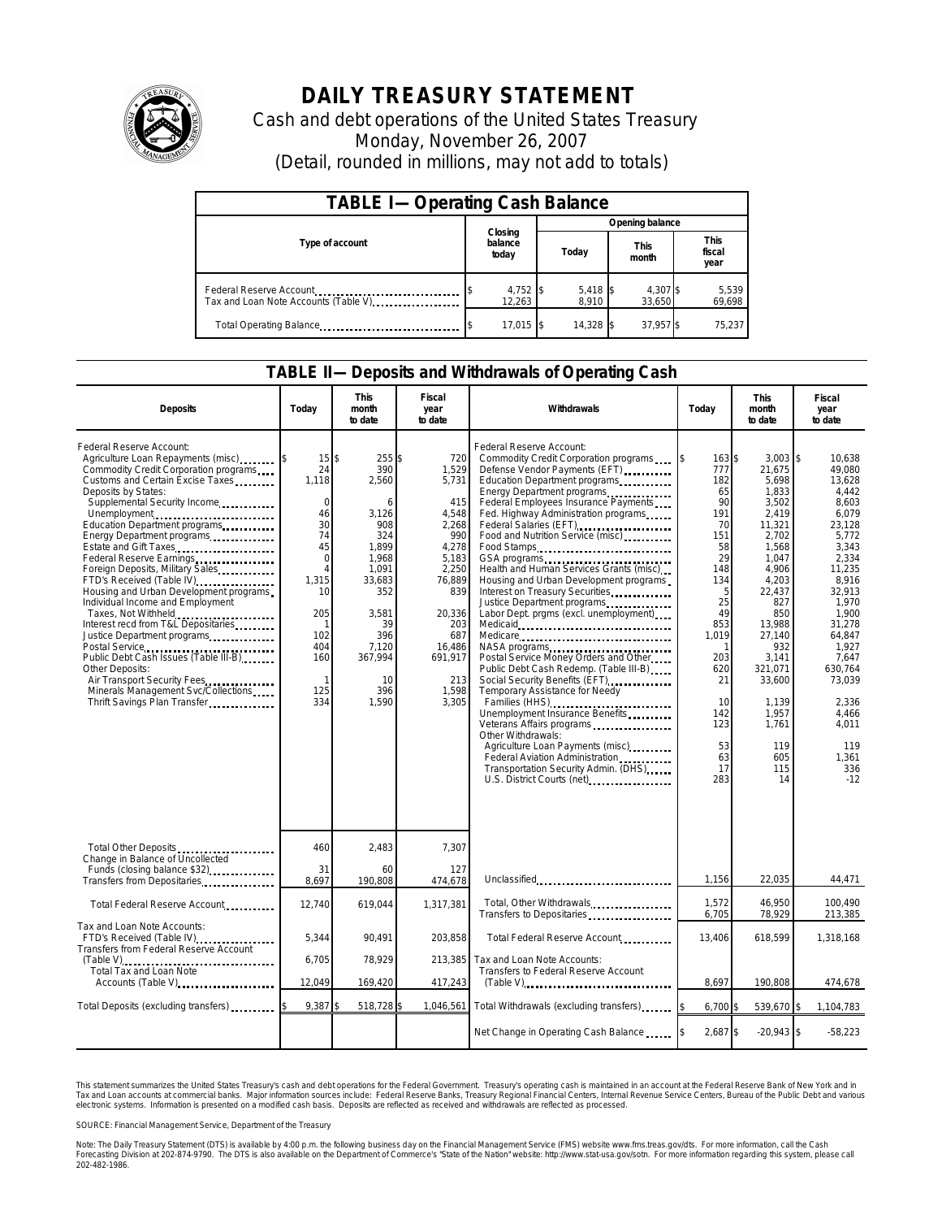# DAILY TREASURY STATEMENT

Cash and debt operations of the United States Treasury

Monday, November 26, 2007

(Detail, rounded in millions, may not add to totals)

## TABLE I— Operating Cash Balance

| Type of account | Closing balance today | Opening balance Today | Opening balance This month | Opening balance This fiscal year |
|---|---|---|---|---|
| Federal Reserve Account | $ 4,752 | $ 5,418 | $ 4,307 | $ 5,539 |
| Tax and Loan Note Accounts (Table V) | 12,263 | 8,910 | 33,650 | 69,698 |
| Total Operating Balance | $ 17,015 | $ 14,328 | $ 37,957 | $ 75,237 |

## TABLE II— Deposits and Withdrawals of Operating Cash

| Deposits | Today | This month to date | Fiscal year to date | Withdrawals | Today | This month to date | Fiscal year to date |
|---|---|---|---|---|---|---|---|
| Federal Reserve Account: | | | | Federal Reserve Account: | | | |
| Agriculture Loan Repayments (misc) | $ 15 | $ 255 | $ 720 | Commodity Credit Corporation programs | $ 163 | $ 3,003 | $ 10,638 |
| Commodity Credit Corporation programs | 24 | 390 | 1,529 | Defense Vendor Payments (EFT) | 777 | 21,675 | 49,080 |
| Customs and Certain Excise Taxes | 1,118 | 2,560 | 5,731 | Education Department programs | 182 | 5,698 | 13,628 |
| Deposits by States: | | | | Energy Department programs | 65 | 1,833 | 4,442 |
| Supplemental Security Income | 0 | 6 | 415 | Federal Employees Insurance Payments | 90 | 3,502 | 8,603 |
| Unemployment | 46 | 3,126 | 4,548 | Fed. Highway Administration programs | 191 | 2,419 | 6,079 |
| Education Department programs | 30 | 908 | 2,268 | Federal Salaries (EFT) | 70 | 11,321 | 23,128 |
| Energy Department programs | 74 | 324 | 990 | Food and Nutrition Service (misc) | 151 | 2,702 | 5,772 |
| Estate and Gift Taxes | 45 | 1,899 | 4,278 | Food Stamps | 58 | 1,568 | 3,343 |
| Federal Reserve Earnings | 0 | 1,968 | 5,183 | GSA programs | 29 | 1,047 | 2,334 |
| Foreign Deposits, Military Sales | 4 | 1,091 | 2,250 | Health and Human Services Grants (misc) | 148 | 4,906 | 11,235 |
| FTD's Received (Table IV) | 1,315 | 33,683 | 76,889 | Housing and Urban Development programs | 134 | 4,203 | 8,916 |
| Housing and Urban Development programs | 10 | 352 | 839 | Interest on Treasury Securities | 5 | 22,437 | 32,913 |
| Individual Income and Employment | | | | Justice Department programs | 25 | 827 | 1,970 |
| Taxes, Not Withheld | 205 | 3,581 | 20,336 | Labor Dept. prgms (excl. unemployment) | 49 | 850 | 1,900 |
| Interest recd from T&L Depositaries | 1 | 39 | 203 | Medicaid | 853 | 13,988 | 31,278 |
| Justice Department programs | 102 | 396 | 687 | Medicare | 1,019 | 27,140 | 64,847 |
| Postal Service | 404 | 7,120 | 16,486 | NASA programs | 1 | 932 | 1,927 |
| Public Debt Cash Issues (Table III-B) | 160 | 367,994 | 691,917 | Postal Service Money Orders and Other | 203 | 3,141 | 7,647 |
| Other Deposits: | | | | Public Debt Cash Redemp. (Table III-B) | 620 | 321,071 | 630,764 |
| Air Transport Security Fees | 1 | 10 | 213 | Social Security Benefits (EFT) | 21 | 33,600 | 73,039 |
| Minerals Management Svc/Collections | 125 | 396 | 1,598 | Temporary Assistance for Needy | | | |
| Thrift Savings Plan Transfer | 334 | 1,590 | 3,305 | Families (HHS) | 10 | 1,139 | 2,336 |
| | | | | Unemployment Insurance Benefits | 142 | 1,957 | 4,466 |
| | | | | Veterans Affairs programs | 123 | 1,761 | 4,011 |
| | | | | Other Withdrawals: | | | |
| | | | | Agriculture Loan Payments (misc) | 53 | 119 | 119 |
| | | | | Federal Aviation Administration | 63 | 605 | 1,361 |
| | | | | Transportation Security Admin. (DHS) | 17 | 115 | 336 |
| | | | | U.S. District Courts (net) | 283 | 14 | -12 |
| Total Other Deposits | 460 | 2,483 | 7,307 | | | | |
| Change in Balance of Uncollected Funds (closing balance $32) | 31 | 60 | 127 | | | | |
| Transfers from Depositaries | 8,697 | 190,808 | 474,678 | Unclassified | 1,156 | 22,035 | 44,471 |
| Total Federal Reserve Account | 12,740 | 619,044 | 1,317,381 | Total, Other Withdrawals | 1,572 | 46,950 | 100,490 |
| | | | | Transfers to Depositaries | 6,705 | 78,929 | 213,385 |
| Tax and Loan Note Accounts: | | | | | | | |
| FTD's Received (Table IV) | 5,344 | 90,491 | 203,858 | Total Federal Reserve Account | 13,406 | 618,599 | 1,318,168 |
| Transfers from Federal Reserve Account (Table V) | 6,705 | 78,929 | 213,385 | Tax and Loan Note Accounts: Transfers to Federal Reserve Account | | | |
| Total Tax and Loan Note Accounts (Table V) | 12,049 | 169,420 | 417,243 | (Table V) | 8,697 | 190,808 | 474,678 |
| Total Deposits (excluding transfers) | $ 9,387 | $ 518,728 | $ 1,046,561 | Total Withdrawals (excluding transfers) | $ 6,700 | $ 539,670 | $ 1,104,783 |
| | | | | Net Change in Operating Cash Balance | $ 2,687 | $ -20,943 | $ -58,223 |

This statement summarizes the United States Treasury's cash and debt operations for the Federal Government. Treasury's operating cash is maintained in an account at the Federal Reserve Bank of New York and in Tax and Loan accounts at commercial banks. Major information sources include: Federal Reserve Banks, Treasury Regional Financial Centers, Internal Revenue Service Centers, Bureau of the Public Debt and various electronic systems. Information is presented on a modified cash basis. Deposits are reflected as received and withdrawals are reflected as processed.

SOURCE: Financial Management Service, Department of the Treasury

Note: The Daily Treasury Statement (DTS) is available by 4:00 p.m. the following business day on the Financial Management Service (FMS) website www.fms.treas.gov/dts. For more information, call the Cash Forecasting Division at 202-874-9790. The DTS is also available on the Department of Commerce's "State of the Nation" website: http://www.stat-usa.gov/sotn. For more information regarding this system, please call 202-482-1986.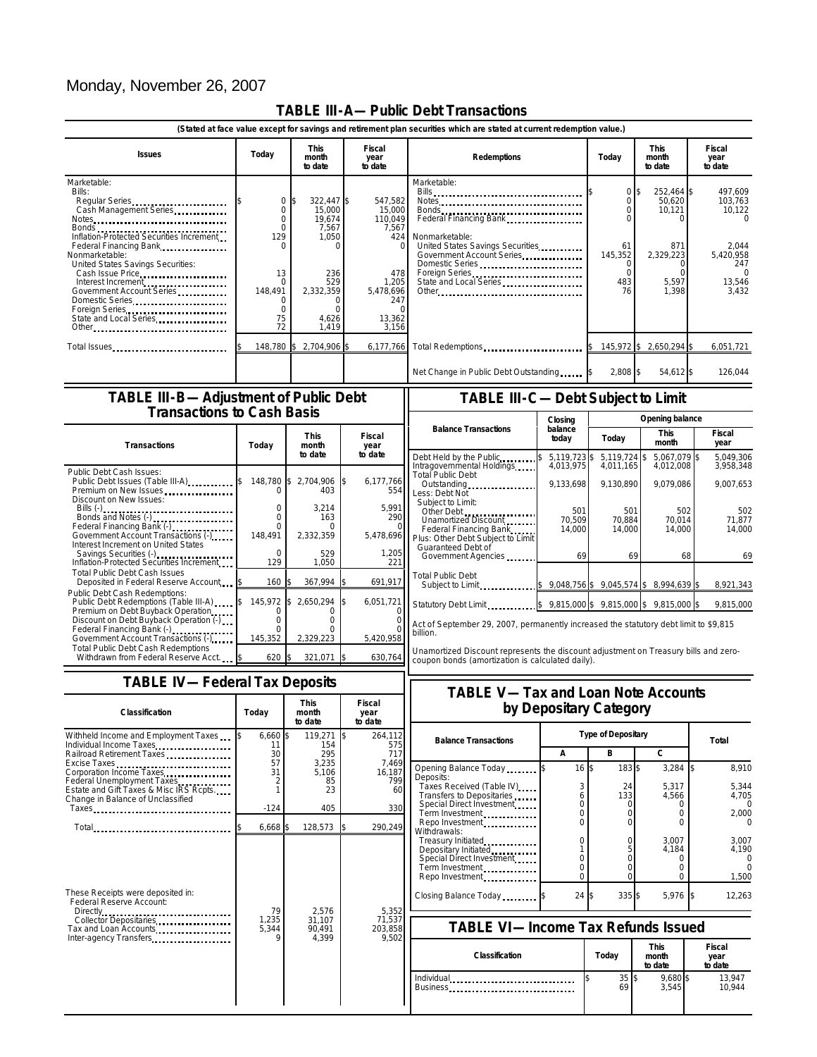Monday, November 26, 2007

## TABLE III-A— Public Debt Transactions

(Stated at face value except for savings and retirement plan securities which are stated at current redemption value.)

| Issues | Today | This month to date | Fiscal year to date |
|---|---|---|---|
| Marketable: | | | |
| Bills: | | | |
| Regular Series | $ 0 | $ 322,447 | $ 547,582 |
| Cash Management Series | 0 | 15,000 | 15,000 |
| Notes | 0 | 19,674 | 110,049 |
| Bonds | 0 | 7,567 | 7,567 |
| Inflation-Protected Securities Increment | 129 | 1,050 | 424 |
| Federal Financing Bank | 0 | 0 | 0 |
| Nonmarketable: | | | |
| United States Savings Securities: | | | |
| Cash Issue Price | 13 | 236 | 478 |
| Interest Increment | 0 | 529 | 1,205 |
| Government Account Series | 148,491 | 2,332,359 | 5,478,696 |
| Domestic Series | 0 | 0 | 247 |
| Foreign Series | 0 | 0 | 0 |
| State and Local Series | 75 | 4,626 | 13,362 |
| Other | 72 | 1,419 | 3,156 |
| Total Issues | $ 148,780 | $ 2,704,906 | $ 6,177,766 |

| Redemptions | Today | This month to date | Fiscal year to date |
|---|---|---|---|
| Marketable: | | | |
| Bills | $ 0 | $ 252,464 | $ 497,609 |
| Notes | 0 | 50,620 | 103,763 |
| Bonds | 0 | 10,121 | 10,122 |
| Federal Financing Bank | 0 | 0 | 0 |
| Nonmarketable: | | | |
| United States Savings Securities | 61 | 871 | 2,044 |
| Government Account Series | 145,352 | 2,329,223 | 5,420,958 |
| Domestic Series | 0 | 0 | 247 |
| Foreign Series | 0 | 0 | 0 |
| State and Local Series | 483 | 5,597 | 13,546 |
| Other | 76 | 1,398 | 3,432 |
| Total Redemptions | $ 145,972 | $ 2,650,294 | $ 6,051,721 |
| Net Change in Public Debt Outstanding | $ 2,808 | $ 54,612 | $ 126,044 |

## TABLE III-B— Adjustment of Public Debt Transactions to Cash Basis

| Transactions | Today | This month to date | Fiscal year to date |
|---|---|---|---|
| Public Debt Cash Issues: | | | |
| Public Debt Issues (Table III-A) | $ 148,780 | $ 2,704,906 | $ 6,177,766 |
| Premium on New Issues | 0 | 403 | 554 |
| Discount on New Issues: | | | |
| Bills (-) | 0 | 3,214 | 5,991 |
| Bonds and Notes (-) | 0 | 163 | 290 |
| Federal Financing Bank (-) | 0 | 0 | 0 |
| Government Account Transactions (-) | 148,491 | 2,332,359 | 5,478,696 |
| Interest Increment on United States Savings Securities (-) | 0 | 529 | 1,205 |
| Inflation-Protected Securities Increment | 129 | 1,050 | 221 |
| Total Public Debt Cash Issues Deposited in Federal Reserve Account | $ 160 | $ 367,994 | $ 691,917 |
| Public Debt Cash Redemptions: | | | |
| Public Debt Redemptions (Table III-A) | $ 145,972 | $ 2,650,294 | $ 6,051,721 |
| Premium on Debt Buyback Operation | 0 | 0 | 0 |
| Discount on Debt Buyback Operation (-) | 0 | 0 | 0 |
| Federal Financing Bank (-) | 0 | 0 | 0 |
| Government Account Transactions (-) | 145,352 | 2,329,223 | 5,420,958 |
| Total Public Debt Cash Redemptions Withdrawn from Federal Reserve Acct. | $ 620 | $ 321,071 | $ 630,764 |

## TABLE III-C— Debt Subject to Limit

| Balance Transactions | Closing balance today | Opening balance Today | Opening balance This month | Opening balance Fiscal year |
|---|---|---|---|---|
| Debt Held by the Public | $ 5,119,723 | $ 5,119,724 | $ 5,067,079 | $ 5,049,306 |
| Intragovernmental Holdings | 4,013,975 | 4,011,165 | 4,012,008 | 3,958,348 |
| Total Public Debt Outstanding | 9,133,698 | 9,130,890 | 9,079,086 | 9,007,653 |
| Less: Debt Not Subject to Limit: | | | | |
| Other Debt | 501 | 501 | 502 | 502 |
| Unamortized Discount | 70,509 | 70,884 | 70,014 | 71,877 |
| Federal Financing Bank | 14,000 | 14,000 | 14,000 | 14,000 |
| Plus: Other Debt Subject to Limit Guaranteed Debt of Government Agencies | 69 | 69 | 68 | 69 |
| Total Public Debt Subject to Limit | $ 9,048,756 | $ 9,045,574 | $ 8,994,639 | $ 8,921,343 |
| Statutory Debt Limit | $ 9,815,000 | $ 9,815,000 | $ 9,815,000 | $ 9,815,000 |

Act of September 29, 2007, permanently increased the statutory debt limit to $9,815 billion.

Unamortized Discount represents the discount adjustment on Treasury bills and zero-coupon bonds (amortization is calculated daily).

## TABLE IV— Federal Tax Deposits

| Classification | Today | This month to date | Fiscal year to date |
|---|---|---|---|
| Withheld Income and Employment Taxes | $ 6,660 | $ 119,271 | $ 264,112 |
| Individual Income Taxes | 11 | 154 | 575 |
| Railroad Retirement Taxes | 30 | 295 | 717 |
| Excise Taxes | 57 | 3,235 | 7,469 |
| Corporation Income Taxes | 31 | 5,106 | 16,187 |
| Federal Unemployment Taxes | 2 | 85 | 799 |
| Estate and Gift Taxes & Misc IRS Rcpts. | 1 | 23 | 60 |
| Change in Balance of Unclassified Taxes | -124 | 405 | 330 |
| Total | $ 6,668 | $ 128,573 | $ 290,249 |
| These Receipts were deposited in: | | | |
| Federal Reserve Account: | | | |
| Directly | 79 | 2,576 | 5,352 |
| Collector Depositaries | 1,235 | 31,107 | 71,537 |
| Tax and Loan Accounts | 5,344 | 90,491 | 203,858 |
| Inter-agency Transfers | 9 | 4,399 | 9,502 |

## TABLE V— Tax and Loan Note Accounts by Depositary Category

| Balance Transactions | Type of Depositary A | Type of Depositary B | Type of Depositary C | Total |
|---|---|---|---|---|
| Opening Balance Today | $ 16 | $ 183 | $ 3,284 | $ 8,910 |
| Deposits: | | | | |
| Taxes Received (Table IV) | 3 | 24 | 5,317 | 5,344 |
| Transfers to Depositaries | 6 | 133 | 4,566 | 4,705 |
| Special Direct Investment | 0 | 0 | 0 | 0 |
| Term Investment | 0 | 0 | 0 | 2,000 |
| Repo Investment | 0 | 0 | 0 | 0 |
| Withdrawals: | | | | |
| Treasury Initiated | 0 | 0 | 3,007 | 3,007 |
| Depositary Initiated | 1 | 5 | 4,184 | 4,190 |
| Special Direct Investment | 0 | 0 | 0 | 0 |
| Term Investment | 0 | 0 | 0 | 0 |
| Repo Investment | 0 | 0 | 0 | 1,500 |
| Closing Balance Today | $ 24 | $ 335 | $ 5,976 | $ 12,263 |

## TABLE VI— Income Tax Refunds Issued

| Classification | Today | This month to date | Fiscal year to date |
|---|---|---|---|
| Individual | $ 35 | $ 9,680 | $ 13,947 |
| Business | 69 | 3,545 | 10,944 |